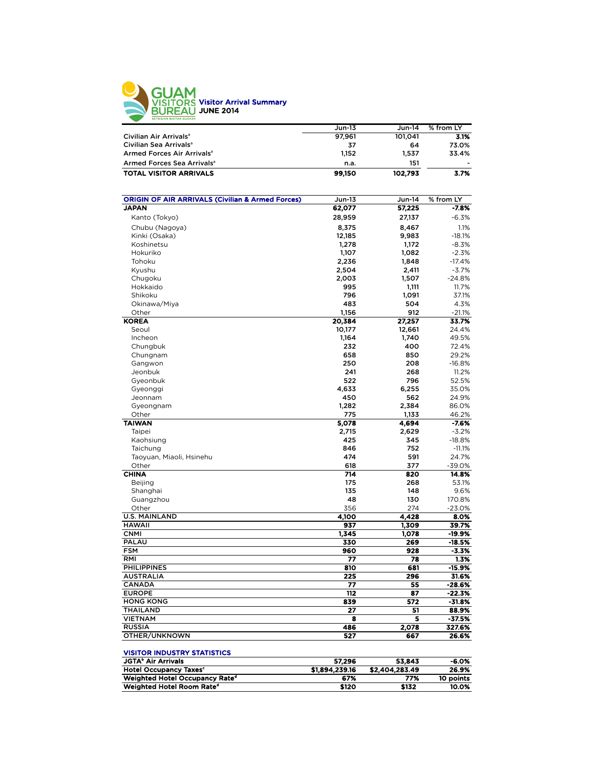# GUAM VISITORS BUREAU

SETBISION BISITAN GUAHAN

## Visitor Arrival Summary JUNE 2014

| | Jun-13 | Jun-14 | % from LY |
|---|---|---|---|
| Civilian Air Arrivals[a] | 97,961 | 101,041 | **3.1%** |
| Civilian Sea Arrivals[a] | 37 | 64 | 73.0% |
| Armed Forces Air Arrivals[a] | 1,152 | 1,537 | 33.4% |
| Armed Forces Sea Arrivals[a] | n.a. | 151 | - |
| **TOTAL VISITOR ARRIVALS** | **99,150** | **102,793** | **3.7%** |

| ORIGIN OF AIR ARRIVALS (Civilian & Armed Forces) | Jun-13 | Jun-14 | % from LY |
|---|---|---|---|
| **JAPAN** | **62,077** | **57,225** | **-7.8%** |
| Kanto (Tokyo) | 28,959 | 27,137 | -6.3% |
| Chubu (Nagoya) | 8,375 | 8,467 | 1.1% |
| Kinki (Osaka) | 12,185 | 9,983 | -18.1% |
| Koshinetsu | 1,278 | 1,172 | -8.3% |
| Hokuriko | 1,107 | 1,082 | -2.3% |
| Tohoku | 2,236 | 1,848 | -17.4% |
| Kyushu | 2,504 | 2,411 | -3.7% |
| Chugoku | 2,003 | 1,507 | -24.8% |
| Hokkaido | 995 | 1,111 | 11.7% |
| Shikoku | 796 | 1,091 | 37.1% |
| Okinawa/Miya | 483 | 504 | 4.3% |
| Other | 1,156 | 912 | -21.1% |
| **KOREA** | **20,384** | **27,257** | **33.7%** |
| Seoul | 10,177 | 12,661 | 24.4% |
| Incheon | 1,164 | 1,740 | 49.5% |
| Chungbuk | 232 | 400 | 72.4% |
| Chungnam | 658 | 850 | 29.2% |
| Gangwon | 250 | 208 | -16.8% |
| Jeonbuk | 241 | 268 | 11.2% |
| Gyeonbuk | 522 | 796 | 52.5% |
| Gyeonggi | 4,633 | 6,255 | 35.0% |
| Jeonnam | 450 | 562 | 24.9% |
| Gyeongnam | 1,282 | 2,384 | 86.0% |
| Other | 775 | 1,133 | 46.2% |
| **TAIWAN** | **5,078** | **4,694** | **-7.6%** |
| Taipei | 2,715 | 2,629 | -3.2% |
| Kaohsiung | 425 | 345 | -18.8% |
| Taichung | 846 | 752 | -11.1% |
| Taoyuan, Miaoli, Hsinehu | 474 | 591 | 24.7% |
| Other | 618 | 377 | -39.0% |
| **CHINA** | **714** | **820** | **14.8%** |
| Beijing | 175 | 268 | 53.1% |
| Shanghai | 135 | 148 | 9.6% |
| Guangzhou | 48 | 130 | 170.8% |
| Other | 356 | 274 | -23.0% |
| **U.S. MAINLAND** | **4,100** | **4,428** | **8.0%** |
| **HAWAII** | **937** | **1,309** | **39.7%** |
| **CNMI** | **1,345** | **1,078** | **-19.9%** |
| **PALAU** | **330** | **269** | **-18.5%** |
| **FSM** | **960** | **928** | **-3.3%** |
| **RMI** | **77** | **78** | **1.3%** |
| **PHILIPPINES** | **810** | **681** | **-15.9%** |
| **AUSTRALIA** | **225** | **296** | **31.6%** |
| **CANADA** | **77** | **55** | **-28.6%** |
| **EUROPE** | **112** | **87** | **-22.3%** |
| **HONG KONG** | **839** | **572** | **-31.8%** |
| **THAILAND** | **27** | **51** | **88.9%** |
| **VIETNAM** | **8** | **5** | **-37.5%** |
| **RUSSIA** | **486** | **2,078** | **327.6%** |
| **OTHER/UNKNOWN** | **527** | **667** | **26.6%** |

| VISITOR INDUSTRY STATISTICS | | | |
|---|---|---|---|
| JGTA[b] Air Arrivals | 57,296 | 53,843 | -6.0% |
| Hotel Occupancy Taxes[c] | $1,894,239.16 | $2,404,283.49 | 26.9% |
| Weighted Hotel Occupancy Rate[d] | 67% | 77% | 10 points |
| Weighted Hotel Room Rate[d] | $120 | $132 | 10.0% |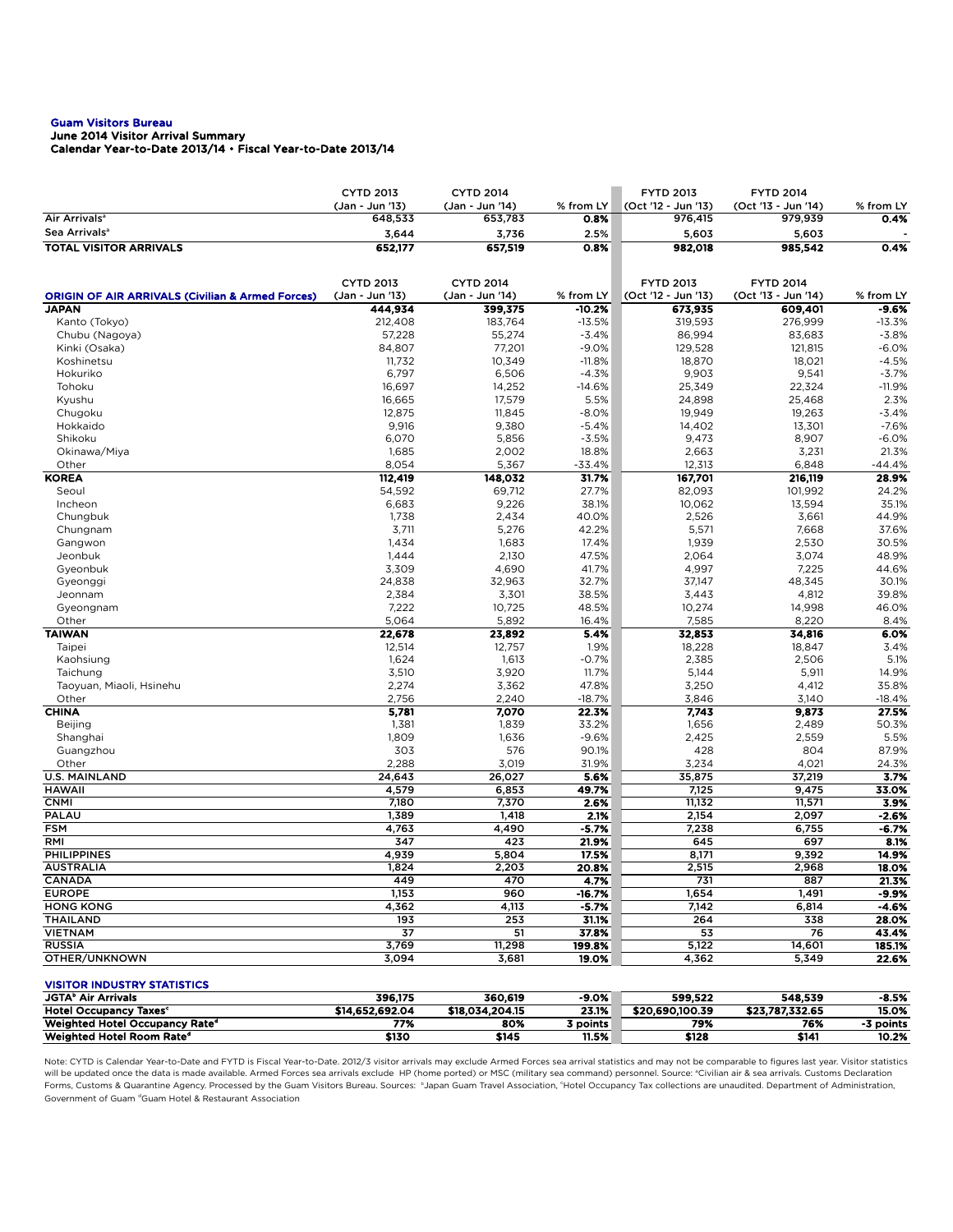**Guam Visitors Bureau**
**June 2014 Visitor Arrival Summary**
**Calendar Year-to-Date 2013/14 • Fiscal Year-to-Date 2013/14**

| | CYTD 2013 (Jan - Jun '13) | CYTD 2014 (Jan - Jun '14) | % from LY | FYTD 2013 (Oct '12 - Jun '13) | FYTD 2014 (Oct '13 - Jun '14) | % from LY |
|---|---|---|---|---|---|---|
| Air Arrivals[a] | 648,533 | 653,783 | 0.8% | 976,415 | 979,939 | 0.4% |
| Sea Arrivals[a] | 3,644 | 3,736 | 2.5% | 5,603 | 5,603 | - |
| **TOTAL VISITOR ARRIVALS** | **652,177** | **657,519** | **0.8%** | **982,018** | **985,542** | **0.4%** |

| ORIGIN OF AIR ARRIVALS (Civilian & Armed Forces) | CYTD 2013 (Jan - Jun '13) | CYTD 2014 (Jan - Jun '14) | % from LY | FYTD 2013 (Oct '12 - Jun '13) | FYTD 2014 (Oct '13 - Jun '14) | % from LY |
|---|---|---|---|---|---|---|
| **JAPAN** | **444,934** | **399,375** | **-10.2%** | **673,935** | **609,401** | **-9.6%** |
| Kanto (Tokyo) | 212,408 | 183,764 | -13.5% | 319,593 | 276,999 | -13.3% |
| Chubu (Nagoya) | 57,228 | 55,274 | -3.4% | 86,994 | 83,683 | -3.8% |
| Kinki (Osaka) | 84,807 | 77,201 | -9.0% | 129,528 | 121,815 | -6.0% |
| Koshinetsu | 11,732 | 10,349 | -11.8% | 18,870 | 18,021 | -4.5% |
| Hokuriko | 6,797 | 6,506 | -4.3% | 9,903 | 9,541 | -3.7% |
| Tohoku | 16,697 | 14,252 | -14.6% | 25,349 | 22,324 | -11.9% |
| Kyushu | 16,665 | 17,579 | 5.5% | 24,898 | 25,468 | 2.3% |
| Chugoku | 12,875 | 11,845 | -8.0% | 19,949 | 19,263 | -3.4% |
| Hokkaido | 9,916 | 9,380 | -5.4% | 14,402 | 13,301 | -7.6% |
| Shikoku | 6,070 | 5,856 | -3.5% | 9,473 | 8,907 | -6.0% |
| Okinawa/Miya | 1,685 | 2,002 | 18.8% | 2,663 | 3,231 | 21.3% |
| Other | 8,054 | 5,367 | -33.4% | 12,313 | 6,848 | -44.4% |
| **KOREA** | **112,419** | **148,032** | **31.7%** | **167,701** | **216,119** | **28.9%** |
| Seoul | 54,592 | 69,712 | 27.7% | 82,093 | 101,992 | 24.2% |
| Incheon | 6,683 | 9,226 | 38.1% | 10,062 | 13,594 | 35.1% |
| Chungbuk | 1,738 | 2,434 | 40.0% | 2,526 | 3,661 | 44.9% |
| Chungnam | 3,711 | 5,276 | 42.2% | 5,571 | 7,668 | 37.6% |
| Gangwon | 1,434 | 1,683 | 17.4% | 1,939 | 2,530 | 30.5% |
| Jeonbuk | 1,444 | 2,130 | 47.5% | 2,064 | 3,074 | 48.9% |
| Gyeonbuk | 3,309 | 4,690 | 41.7% | 4,997 | 7,225 | 44.6% |
| Gyeonggi | 24,838 | 32,963 | 32.7% | 37,147 | 48,345 | 30.1% |
| Jeonnam | 2,384 | 3,301 | 38.5% | 3,443 | 4,812 | 39.8% |
| Gyeongnam | 7,222 | 10,725 | 48.5% | 10,274 | 14,998 | 46.0% |
| Other | 5,064 | 5,892 | 16.4% | 7,585 | 8,220 | 8.4% |
| **TAIWAN** | **22,678** | **23,892** | **5.4%** | **32,853** | **34,816** | **6.0%** |
| Taipei | 12,514 | 12,757 | 1.9% | 18,228 | 18,847 | 3.4% |
| Kaohsiung | 1,624 | 1,613 | -0.7% | 2,385 | 2,506 | 5.1% |
| Taichung | 3,510 | 3,920 | 11.7% | 5,144 | 5,911 | 14.9% |
| Taoyuan, Miaoli, Hsinehu | 2,274 | 3,362 | 47.8% | 3,250 | 4,412 | 35.8% |
| Other | 2,756 | 2,240 | -18.7% | 3,846 | 3,140 | -18.4% |
| **CHINA** | **5,781** | **7,070** | **22.3%** | **7,743** | **9,873** | **27.5%** |
| Beijing | 1,381 | 1,839 | 33.2% | 1,656 | 2,489 | 50.3% |
| Shanghai | 1,809 | 1,636 | -9.6% | 2,425 | 2,559 | 5.5% |
| Guangzhou | 303 | 576 | 90.1% | 428 | 804 | 87.9% |
| Other | 2,288 | 3,019 | 31.9% | 3,234 | 4,021 | 24.3% |
| **U.S. MAINLAND** | **24,643** | **26,027** | **5.6%** | **35,875** | **37,219** | **3.7%** |
| **HAWAII** | **4,579** | **6,853** | **49.7%** | **7,125** | **9,475** | **33.0%** |
| **CNMI** | **7,180** | **7,370** | **2.6%** | **11,132** | **11,571** | **3.9%** |
| **PALAU** | **1,389** | **1,418** | **2.1%** | **2,154** | **2,097** | **-2.6%** |
| **FSM** | **4,763** | **4,490** | **-5.7%** | **7,238** | **6,755** | **-6.7%** |
| **RMI** | **347** | **423** | **21.9%** | **645** | **697** | **8.1%** |
| **PHILIPPINES** | **4,939** | **5,804** | **17.5%** | **8,171** | **9,392** | **14.9%** |
| **AUSTRALIA** | **1,824** | **2,203** | **20.8%** | **2,515** | **2,968** | **18.0%** |
| **CANADA** | **449** | **470** | **4.7%** | **731** | **887** | **21.3%** |
| **EUROPE** | **1,153** | **960** | **-16.7%** | **1,654** | **1,491** | **-9.9%** |
| **HONG KONG** | **4,362** | **4,113** | **-5.7%** | **7,142** | **6,814** | **-4.6%** |
| **THAILAND** | **193** | **253** | **31.1%** | **264** | **338** | **28.0%** |
| **VIETNAM** | **37** | **51** | **37.8%** | **53** | **76** | **43.4%** |
| **RUSSIA** | **3,769** | **11,298** | **199.8%** | **5,122** | **14,601** | **185.1%** |
| **OTHER/UNKNOWN** | **3,094** | **3,681** | **19.0%** | **4,362** | **5,349** | **22.6%** |

| VISITOR INDUSTRY STATISTICS | | | | | | |
|---|---|---|---|---|---|---|
| **JGTA[b] Air Arrivals** | **396,175** | **360,619** | **-9.0%** | **599,522** | **548,539** | **-8.5%** |
| **Hotel Occupancy Taxes[c]** | **$14,652,692.04** | **$18,034,204.15** | **23.1%** | **$20,690,100.39** | **$23,787,332.65** | **15.0%** |
| **Weighted Hotel Occupancy Rate[d]** | **77%** | **80%** | **3 points** | **79%** | **76%** | **-3 points** |
| **Weighted Hotel Room Rate[d]** | **$130** | **$145** | **11.5%** | **$128** | **$141** | **10.2%** |

Note: CYTD is Calendar Year-to-Date and FYTD is Fiscal Year-to-Date. 2012/3 visitor arrivals may exclude Armed Forces sea arrival statistics and may not be comparable to figures last year. Visitor statistics will be updated once the data is made available. Armed Forces sea arrivals exclude HP (home ported) or MSC (military sea command) personnel. Source: [a]Civilian air & sea arrivals. Customs Declaration Forms, Customs & Quarantine Agency. Processed by the Guam Visitors Bureau. Sources: [b]Japan Guam Travel Association, [c]Hotel Occupancy Tax collections are unaudited. Department of Administration, Government of Guam [d]Guam Hotel & Restaurant Association